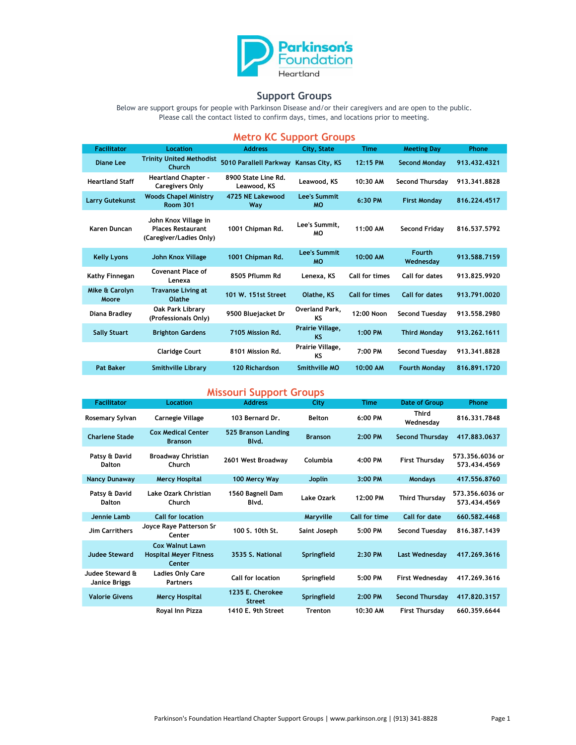Parkinson's Foundation Heartland

## Support Groups

Below are support groups for people with Parkinson Disease and/or their caregivers and are open to the public.
Please call the contact listed to confirm days, times, and locations prior to meeting.

### Metro KC Support Groups

| Facilitator | Location | Address | City, State | Time | Meeting Day | Phone |
|---|---|---|---|---|---|---|
| Diane Lee | Trinity United Methodist Church | 5010 Parallell Parkway | Kansas City, KS | 12:15 PM | Second Monday | 913.432.4321 |
| Heartland Staff | Heartland Chapter - Caregivers Only | 8900 State Line Rd. Leawood, KS | Leawood, KS | 10:30 AM | Second Thursday | 913.341.8828 |
| Larry Gutekunst | Woods Chapel Ministry Room 301 | 4725 NE Lakewood Way | Lee's Summit MO | 6:30 PM | First Monday | 816.224.4517 |
| Karen Duncan | John Knox Village in Places Restaurant (Caregiver/Ladies Only) | 1001 Chipman Rd. | Lee's Summit, MO | 11:00 AM | Second Friday | 816.537.5792 |
| Kelly Lyons | John Knox Village | 1001 Chipman Rd. | Lee's Summit MO | 10:00 AM | Fourth Wednesday | 913.588.7159 |
| Kathy Finnegan | Covenant Place of Lenexa | 8505 Pflumm Rd | Lenexa, KS | Call for times | Call for dates | 913.825.9920 |
| Mike & Carolyn Moore | Travanse Living at Olathe | 101 W. 151st Street | Olathe, KS | Call for times | Call for dates | 913.791.0020 |
| Diana Bradley | Oak Park Library (Professionals Only) | 9500 Bluejacket Dr | Overland Park, KS | 12:00 Noon | Second Tuesday | 913.558.2980 |
| Sally Stuart | Brighton Gardens | 7105 Mission Rd. | Prairie Village, KS | 1:00 PM | Third Monday | 913.262.1611 |
| | Claridge Court | 8101 Mission Rd. | Prairie Village, KS | 7:00 PM | Second Tuesday | 913.341.8828 |
| Pat Baker | Smithville Library | 120 Richardson | Smithville MO | 10:00 AM | Fourth Monday | 816.891.1720 |

### Missouri Support Groups

| Facilitator | Location | Address | City | Time | Date of Group | Phone |
|---|---|---|---|---|---|---|
| Rosemary Sylvan | Carnegie Village | 103 Bernard Dr. | Belton | 6:00 PM | Third Wednesday | 816.331.7848 |
| Charlene Stade | Cox Medical Center Branson | 525 Branson Landing Blvd. | Branson | 2:00 PM | Second Thursday | 417.883.0637 |
| Patsy & David Dalton | Broadway Christian Church | 2601 West Broadway | Columbia | 4:00 PM | First Thursday | 573.356.6036 or 573.434.4569 |
| Nancy Dunaway | Mercy Hospital | 100 Mercy Way | Joplin | 3:00 PM | Mondays | 417.556.8760 |
| Patsy & David Dalton | Lake Ozark Christian Church | 1560 Bagnell Dam Blvd. | Lake Ozark | 12:00 PM | Third Thursday | 573.356.6036 or 573.434.4569 |
| Jennie Lamb | Call for location | | Maryville | Call for time | Call for date | 660.582.4468 |
| Jim Carrithers | Joyce Raye Patterson Sr Center | 100 S. 10th St. | Saint Joseph | 5:00 PM | Second Tuesday | 816.387.1439 |
| Judee Steward | Cox Walnut Lawn Hospital Meyer Fitness Center | 3535 S. National | Springfield | 2:30 PM | Last Wednesday | 417.269.3616 |
| Judee Steward & Janice Briggs | Ladies Only Care Partners | Call for location | Springfield | 5:00 PM | First Wednesday | 417.269.3616 |
| Valorie Givens | Mercy Hospital | 1235 E. Cherokee Street | Springfield | 2:00 PM | Second Thursday | 417.820.3157 |
| | Royal Inn Pizza | 1410 E. 9th Street | Trenton | 10:30 AM | First Thursday | 660.359.6644 |

Parkinson's Foundation Heartland Chapter Support Groups | www.parkinson.org | (913) 341-8828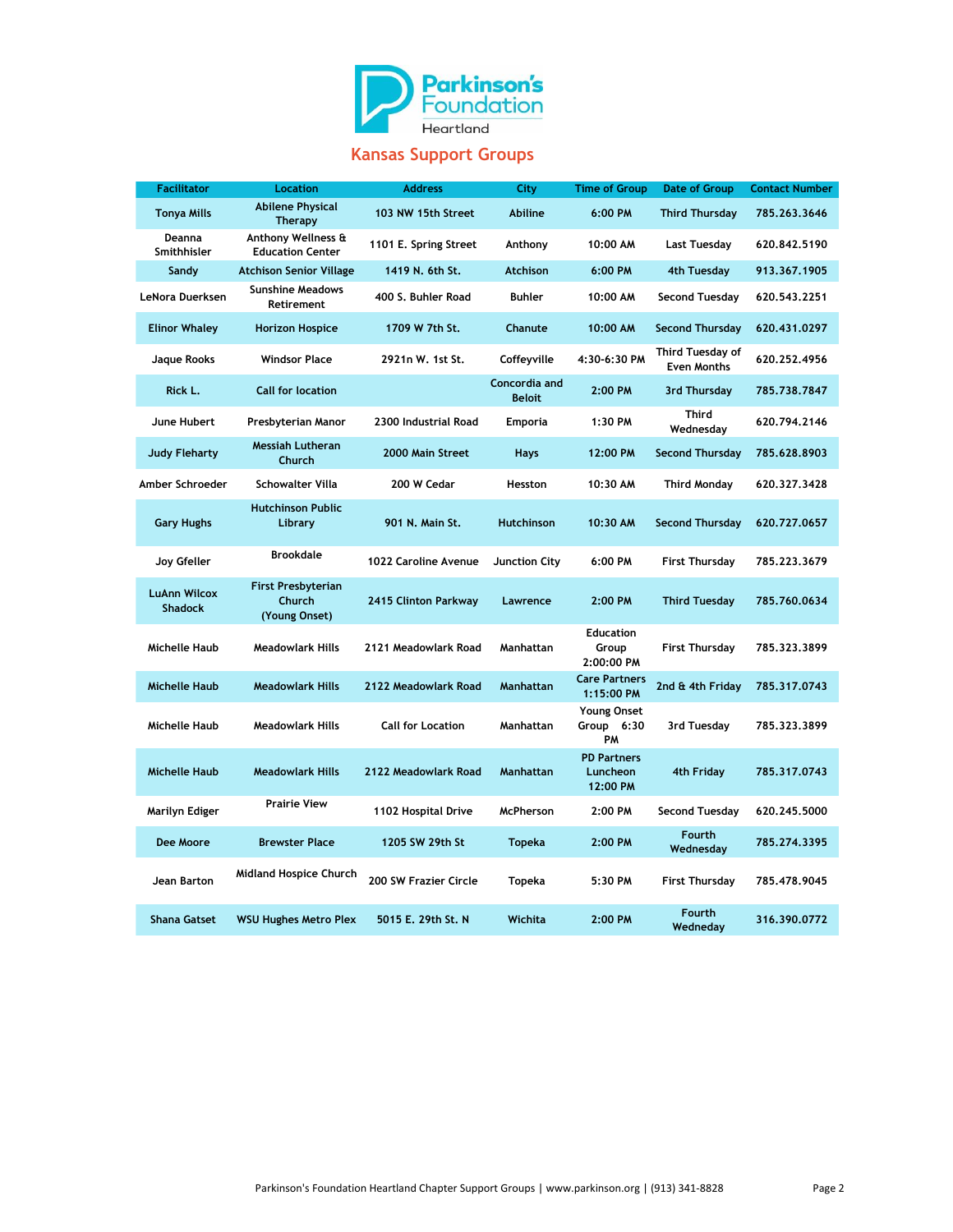# Kansas Support Groups

| Facilitator | Location | Address | City | Time of Group | Date of Group | Contact Number |
|---|---|---|---|---|---|---|
| Tonya Mills | Abilene Physical Therapy | 103 NW 15th Street | Abiline | 6:00 PM | Third Thursday | 785.263.3646 |
| Deanna Smithhisler | Anthony Wellness & Education Center | 1101 E. Spring Street | Anthony | 10:00 AM | Last Tuesday | 620.842.5190 |
| Sandy | Atchison Senior Village | 1419 N. 6th St. | Atchison | 6:00 PM | 4th Tuesday | 913.367.1905 |
| LeNora Duerksen | Sunshine Meadows Retirement | 400 S. Buhler Road | Buhler | 10:00 AM | Second Tuesday | 620.543.2251 |
| Elinor Whaley | Horizon Hospice | 1709 W 7th St. | Chanute | 10:00 AM | Second Thursday | 620.431.0297 |
| Jaque Rooks | Windsor Place | 2921n W. 1st St. | Coffeyville | 4:30-6:30 PM | Third Tuesday of Even Months | 620.252.4956 |
| Rick L. | Call for location | | Concordia and Beloit | 2:00 PM | 3rd Thursday | 785.738.7847 |
| June Hubert | Presbyterian Manor | 2300 Industrial Road | Emporia | 1:30 PM | Third Wednesday | 620.794.2146 |
| Judy Fleharty | Messiah Lutheran Church | 2000 Main Street | Hays | 12:00 PM | Second Thursday | 785.628.8903 |
| Amber Schroeder | Schowalter Villa | 200 W Cedar | Hesston | 10:30 AM | Third Monday | 620.327.3428 |
| Gary Hughs | Hutchinson Public Library | 901 N. Main St. | Hutchinson | 10:30 AM | Second Thursday | 620.727.0657 |
| Joy Gfeller | Brookdale | 1022 Caroline Avenue | Junction City | 6:00 PM | First Thursday | 785.223.3679 |
| LuAnn Wilcox Shadock | First Presbyterian Church (Young Onset) | 2415 Clinton Parkway | Lawrence | 2:00 PM | Third Tuesday | 785.760.0634 |
| Michelle Haub | Meadowlark Hills | 2121 Meadowlark Road | Manhattan | Education Group 2:00:00 PM | First Thursday | 785.323.3899 |
| Michelle Haub | Meadowlark Hills | 2122 Meadowlark Road | Manhattan | Care Partners 1:15:00 PM | 2nd & 4th Friday | 785.317.0743 |
| Michelle Haub | Meadowlark Hills | Call for Location | Manhattan | Young Onset Group 6:30 PM | 3rd Tuesday | 785.323.3899 |
| Michelle Haub | Meadowlark Hills | 2122 Meadowlark Road | Manhattan | PD Partners Luncheon 12:00 PM | 4th Friday | 785.317.0743 |
| Marilyn Ediger | Prairie View | 1102 Hospital Drive | McPherson | 2:00 PM | Second Tuesday | 620.245.5000 |
| Dee Moore | Brewster Place | 1205 SW 29th St | Topeka | 2:00 PM | Fourth Wednesday | 785.274.3395 |
| Jean Barton | Midland Hospice Church | 200 SW Frazier Circle | Topeka | 5:30 PM | First Thursday | 785.478.9045 |
| Shana Gatset | WSU Hughes Metro Plex | 5015 E. 29th St. N | Wichita | 2:00 PM | Fourth Wedneday | 316.390.0772 |

Parkinson's Foundation Heartland Chapter Support Groups | www.parkinson.org | (913) 341-8828